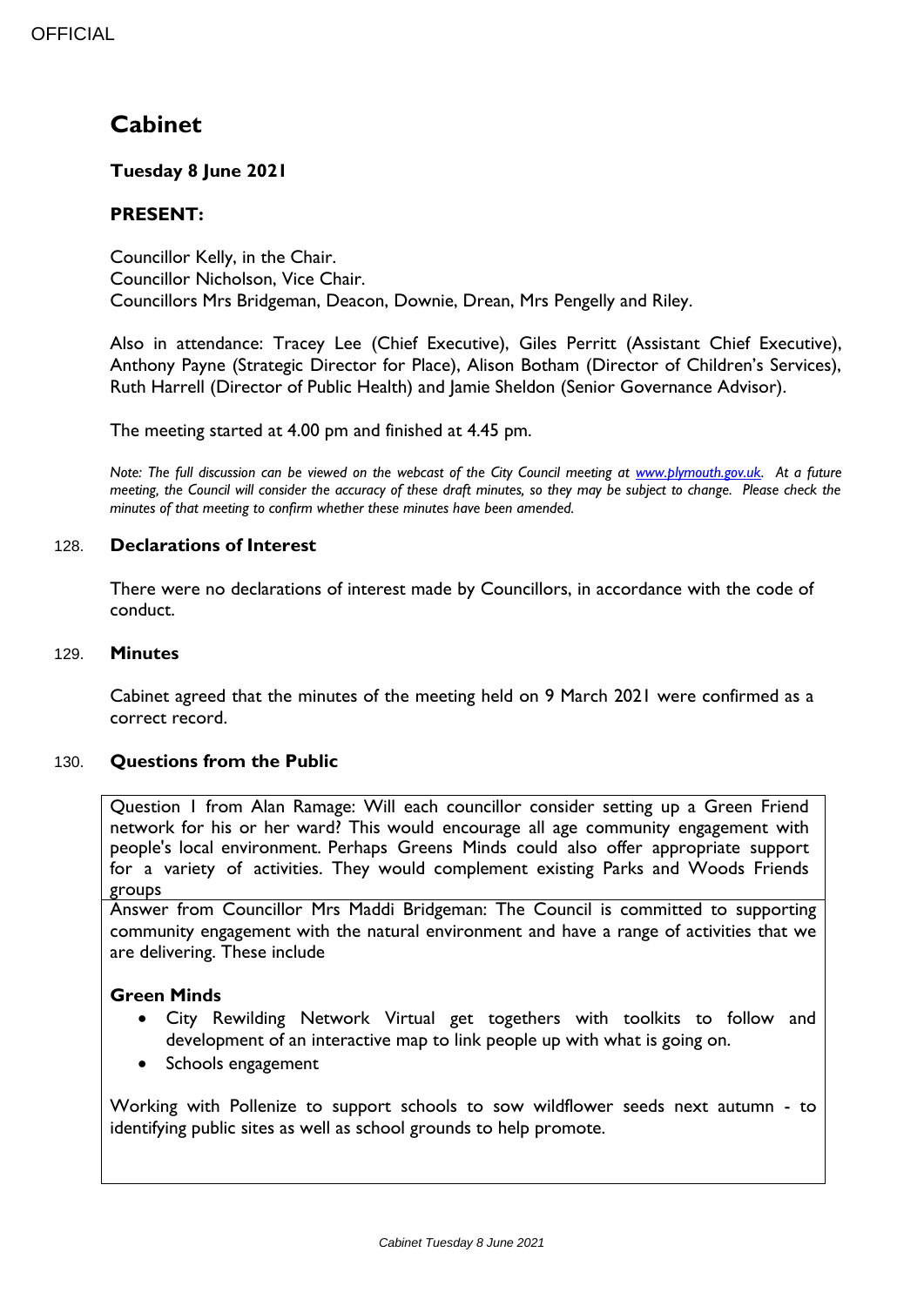OFFICIAL

# Cabinet

**Tuesday 8 June 2021**

**PRESENT:**

Councillor Kelly, in the Chair.
Councillor Nicholson, Vice Chair.
Councillors Mrs Bridgeman, Deacon, Downie, Drean, Mrs Pengelly and Riley.

Also in attendance: Tracey Lee (Chief Executive), Giles Perritt (Assistant Chief Executive), Anthony Payne (Strategic Director for Place), Alison Botham (Director of Children's Services), Ruth Harrell (Director of Public Health) and Jamie Sheldon (Senior Governance Advisor).

The meeting started at 4.00 pm and finished at 4.45 pm.

*Note: The full discussion can be viewed on the webcast of the City Council meeting at www.plymouth.gov.uk. At a future meeting, the Council will consider the accuracy of these draft minutes, so they may be subject to change. Please check the minutes of that meeting to confirm whether these minutes have been amended.*

## 128. Declarations of Interest

There were no declarations of interest made by Councillors, in accordance with the code of conduct.

## 129. Minutes

Cabinet agreed that the minutes of the meeting held on 9 March 2021 were confirmed as a correct record.

## 130. Questions from the Public

Question 1 from Alan Ramage: Will each councillor consider setting up a Green Friend network for his or her ward? This would encourage all age community engagement with people's local environment. Perhaps Greens Minds could also offer appropriate support for a variety of activities. They would complement existing Parks and Woods Friends groups

Answer from Councillor Mrs Maddi Bridgeman: The Council is committed to supporting community engagement with the natural environment and have a range of activities that we are delivering. These include

**Green Minds**

- City Rewilding Network Virtual get togethers with toolkits to follow and development of an interactive map to link people up with what is going on.
- Schools engagement

Working with Pollenize to support schools to sow wildflower seeds next autumn - to identifying public sites as well as school grounds to help promote.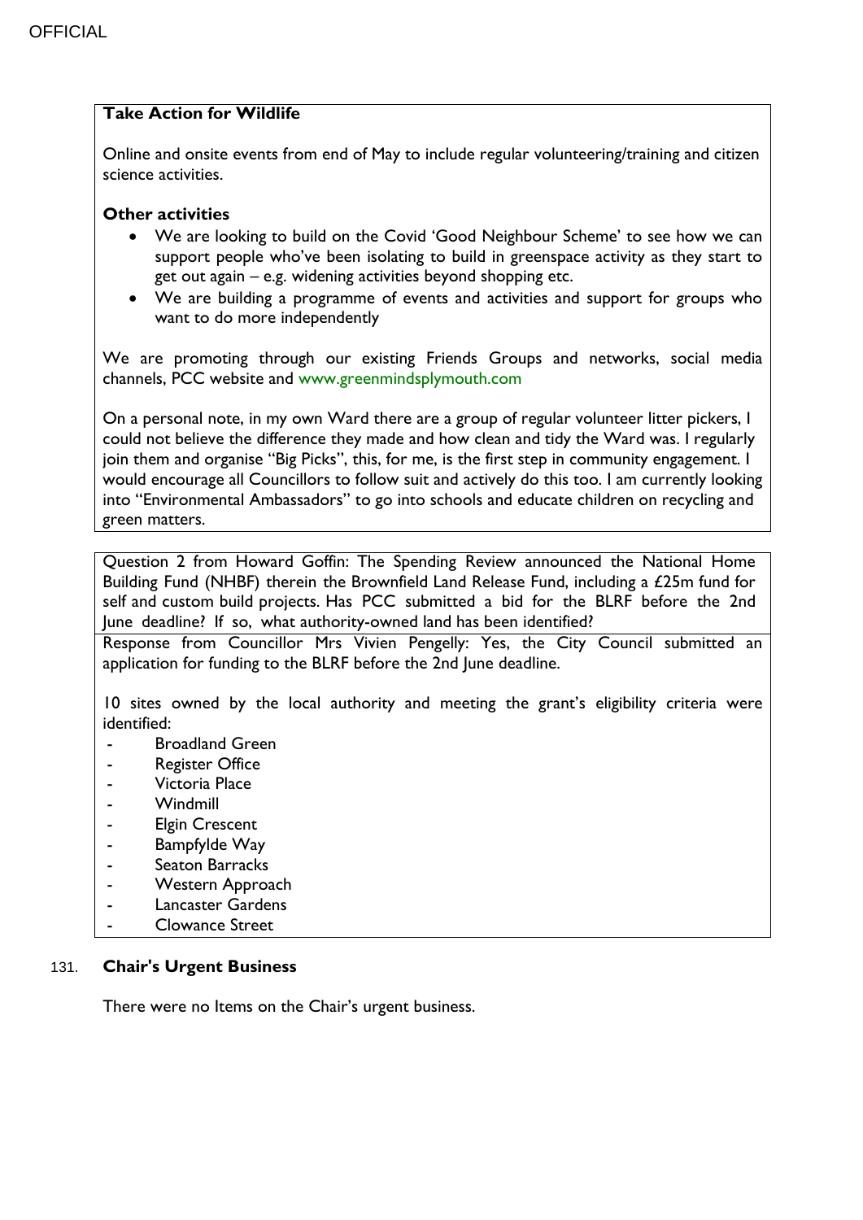**Take Action for Wildlife**

Online and onsite events from end of May to include regular volunteering/training and citizen science activities.

**Other activities**

- We are looking to build on the Covid 'Good Neighbour Scheme' to see how we can support people who've been isolating to build in greenspace activity as they start to get out again – e.g. widening activities beyond shopping etc.
- We are building a programme of events and activities and support for groups who want to do more independently

We are promoting through our existing Friends Groups and networks, social media channels, PCC website and www.greenmindsplymouth.com

On a personal note, in my own Ward there are a group of regular volunteer litter pickers, I could not believe the difference they made and how clean and tidy the Ward was. I regularly join them and organise "Big Picks", this, for me, is the first step in community engagement. I would encourage all Councillors to follow suit and actively do this too. I am currently looking into "Environmental Ambassadors" to go into schools and educate children on recycling and green matters.

Question 2 from Howard Goffin: The Spending Review announced the National Home Building Fund (NHBF) therein the Brownfield Land Release Fund, including a £25m fund for self and custom build projects. Has PCC submitted a bid for the BLRF before the 2nd June deadline? If so, what authority-owned land has been identified?

Response from Councillor Mrs Vivien Pengelly: Yes, the City Council submitted an application for funding to the BLRF before the 2nd June deadline.

10 sites owned by the local authority and meeting the grant's eligibility criteria were identified:

- Broadland Green
- Register Office
- Victoria Place
- Windmill
- Elgin Crescent
- Bampfylde Way
- Seaton Barracks
- Western Approach
- Lancaster Gardens
- Clowance Street

## 131. Chair's Urgent Business

There were no Items on the Chair's urgent business.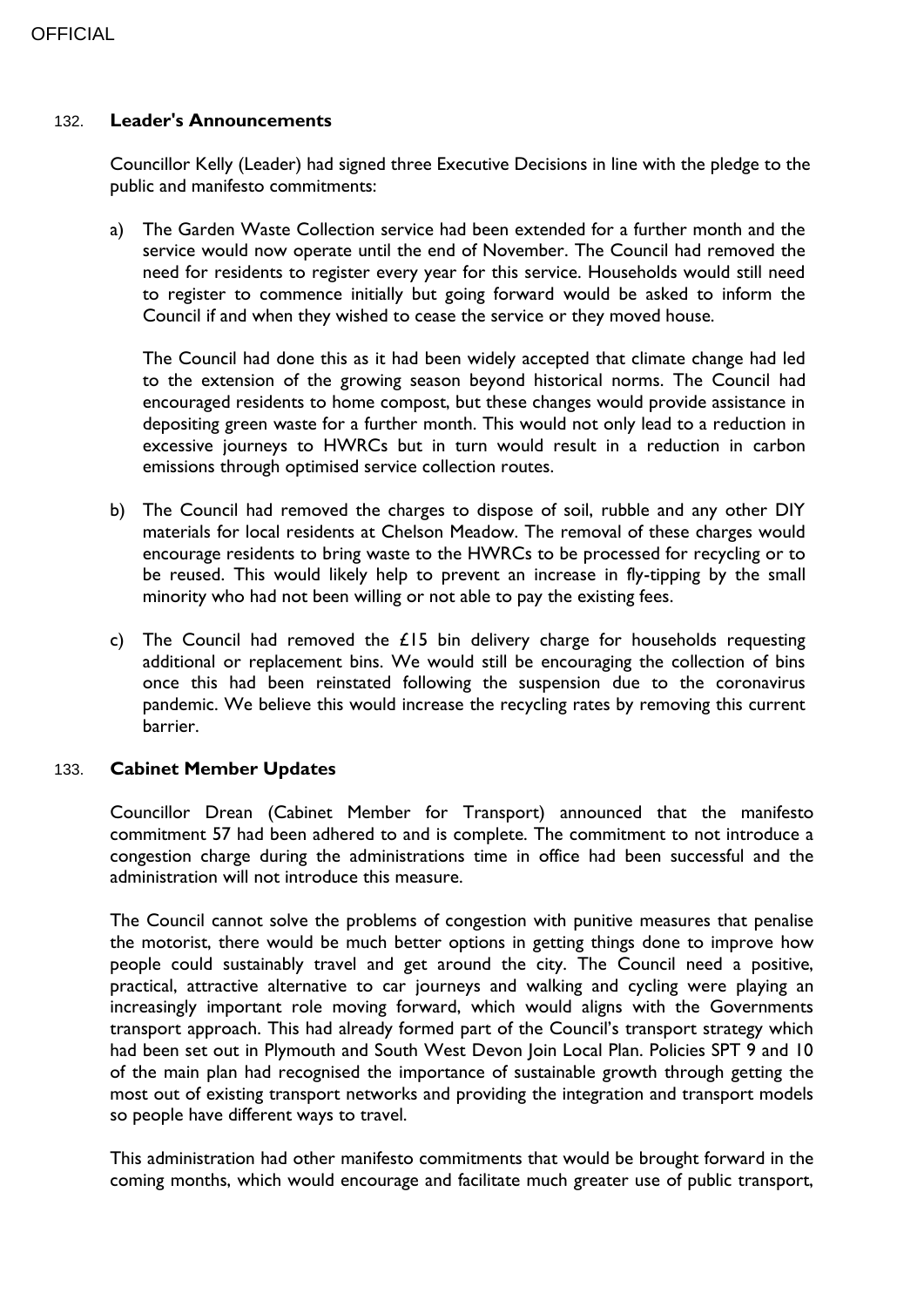### 132. **Leader's Announcements**

Councillor Kelly (Leader) had signed three Executive Decisions in line with the pledge to the public and manifesto commitments:

a) The Garden Waste Collection service had been extended for a further month and the service would now operate until the end of November. The Council had removed the need for residents to register every year for this service. Households would still need to register to commence initially but going forward would be asked to inform the Council if and when they wished to cease the service or they moved house.

   The Council had done this as it had been widely accepted that climate change had led to the extension of the growing season beyond historical norms. The Council had encouraged residents to home compost, but these changes would provide assistance in depositing green waste for a further month. This would not only lead to a reduction in excessive journeys to HWRCs but in turn would result in a reduction in carbon emissions through optimised service collection routes.

b) The Council had removed the charges to dispose of soil, rubble and any other DIY materials for local residents at Chelson Meadow. The removal of these charges would encourage residents to bring waste to the HWRCs to be processed for recycling or to be reused. This would likely help to prevent an increase in fly-tipping by the small minority who had not been willing or not able to pay the existing fees.

c) The Council had removed the £15 bin delivery charge for households requesting additional or replacement bins. We would still be encouraging the collection of bins once this had been reinstated following the suspension due to the coronavirus pandemic. We believe this would increase the recycling rates by removing this current barrier.

### 133. **Cabinet Member Updates**

Councillor Drean (Cabinet Member for Transport) announced that the manifesto commitment 57 had been adhered to and is complete. The commitment to not introduce a congestion charge during the administrations time in office had been successful and the administration will not introduce this measure.

The Council cannot solve the problems of congestion with punitive measures that penalise the motorist, there would be much better options in getting things done to improve how people could sustainably travel and get around the city. The Council need a positive, practical, attractive alternative to car journeys and walking and cycling were playing an increasingly important role moving forward, which would aligns with the Governments transport approach. This had already formed part of the Council's transport strategy which had been set out in Plymouth and South West Devon Join Local Plan. Policies SPT 9 and 10 of the main plan had recognised the importance of sustainable growth through getting the most out of existing transport networks and providing the integration and transport models so people have different ways to travel.

This administration had other manifesto commitments that would be brought forward in the coming months, which would encourage and facilitate much greater use of public transport,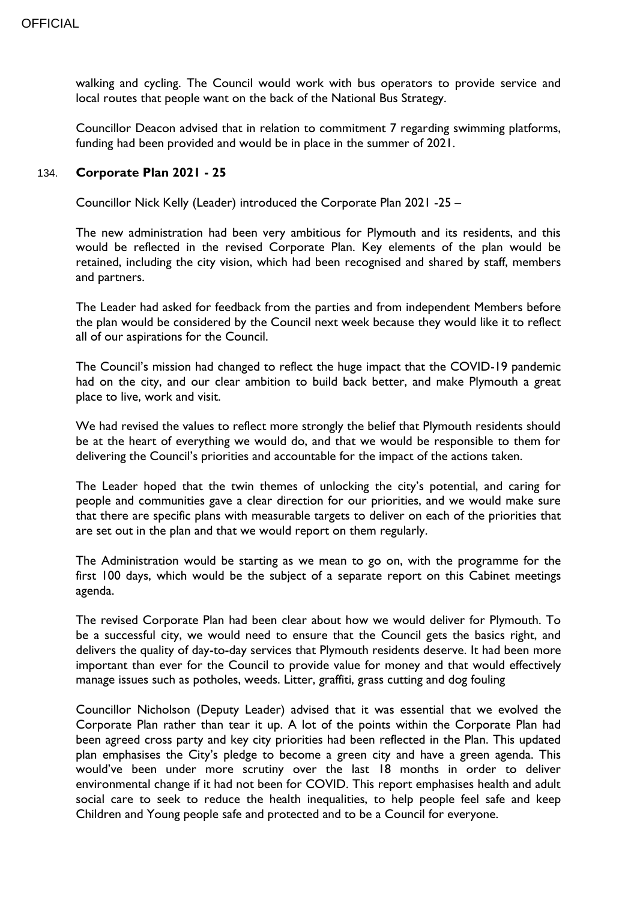walking and cycling. The Council would work with bus operators to provide service and local routes that people want on the back of the National Bus Strategy.

Councillor Deacon advised that in relation to commitment 7 regarding swimming platforms, funding had been provided and would be in place in the summer of 2021.

## 134. Corporate Plan 2021 - 25

Councillor Nick Kelly (Leader) introduced the Corporate Plan 2021 -25 –

The new administration had been very ambitious for Plymouth and its residents, and this would be reflected in the revised Corporate Plan. Key elements of the plan would be retained, including the city vision, which had been recognised and shared by staff, members and partners.

The Leader had asked for feedback from the parties and from independent Members before the plan would be considered by the Council next week because they would like it to reflect all of our aspirations for the Council.

The Council's mission had changed to reflect the huge impact that the COVID-19 pandemic had on the city, and our clear ambition to build back better, and make Plymouth a great place to live, work and visit.

We had revised the values to reflect more strongly the belief that Plymouth residents should be at the heart of everything we would do, and that we would be responsible to them for delivering the Council's priorities and accountable for the impact of the actions taken.

The Leader hoped that the twin themes of unlocking the city's potential, and caring for people and communities gave a clear direction for our priorities, and we would make sure that there are specific plans with measurable targets to deliver on each of the priorities that are set out in the plan and that we would report on them regularly.

The Administration would be starting as we mean to go on, with the programme for the first 100 days, which would be the subject of a separate report on this Cabinet meetings agenda.

The revised Corporate Plan had been clear about how we would deliver for Plymouth. To be a successful city, we would need to ensure that the Council gets the basics right, and delivers the quality of day-to-day services that Plymouth residents deserve. It had been more important than ever for the Council to provide value for money and that would effectively manage issues such as potholes, weeds. Litter, graffiti, grass cutting and dog fouling

Councillor Nicholson (Deputy Leader) advised that it was essential that we evolved the Corporate Plan rather than tear it up. A lot of the points within the Corporate Plan had been agreed cross party and key city priorities had been reflected in the Plan. This updated plan emphasises the City's pledge to become a green city and have a green agenda. This would've been under more scrutiny over the last 18 months in order to deliver environmental change if it had not been for COVID. This report emphasises health and adult social care to seek to reduce the health inequalities, to help people feel safe and keep Children and Young people safe and protected and to be a Council for everyone.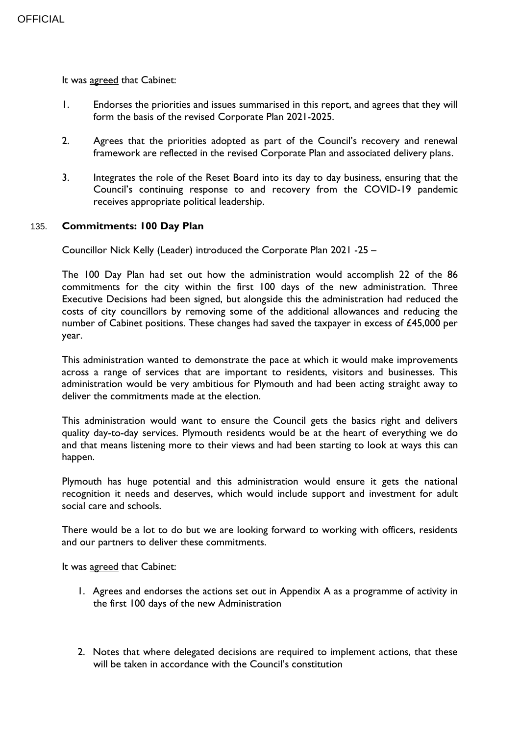It was agreed that Cabinet:

1. Endorses the priorities and issues summarised in this report, and agrees that they will form the basis of the revised Corporate Plan 2021-2025.
2. Agrees that the priorities adopted as part of the Council's recovery and renewal framework are reflected in the revised Corporate Plan and associated delivery plans.
3. Integrates the role of the Reset Board into its day to day business, ensuring that the Council's continuing response to and recovery from the COVID-19 pandemic receives appropriate political leadership.

135. **Commitments: 100 Day Plan**

Councillor Nick Kelly (Leader) introduced the Corporate Plan 2021 -25 –

The 100 Day Plan had set out how the administration would accomplish 22 of the 86 commitments for the city within the first 100 days of the new administration. Three Executive Decisions had been signed, but alongside this the administration had reduced the costs of city councillors by removing some of the additional allowances and reducing the number of Cabinet positions. These changes had saved the taxpayer in excess of £45,000 per year.

This administration wanted to demonstrate the pace at which it would make improvements across a range of services that are important to residents, visitors and businesses. This administration would be very ambitious for Plymouth and had been acting straight away to deliver the commitments made at the election.

This administration would want to ensure the Council gets the basics right and delivers quality day-to-day services. Plymouth residents would be at the heart of everything we do and that means listening more to their views and had been starting to look at ways this can happen.

Plymouth has huge potential and this administration would ensure it gets the national recognition it needs and deserves, which would include support and investment for adult social care and schools.

There would be a lot to do but we are looking forward to working with officers, residents and our partners to deliver these commitments.

It was agreed that Cabinet:

1. Agrees and endorses the actions set out in Appendix A as a programme of activity in the first 100 days of the new Administration

2. Notes that where delegated decisions are required to implement actions, that these will be taken in accordance with the Council's constitution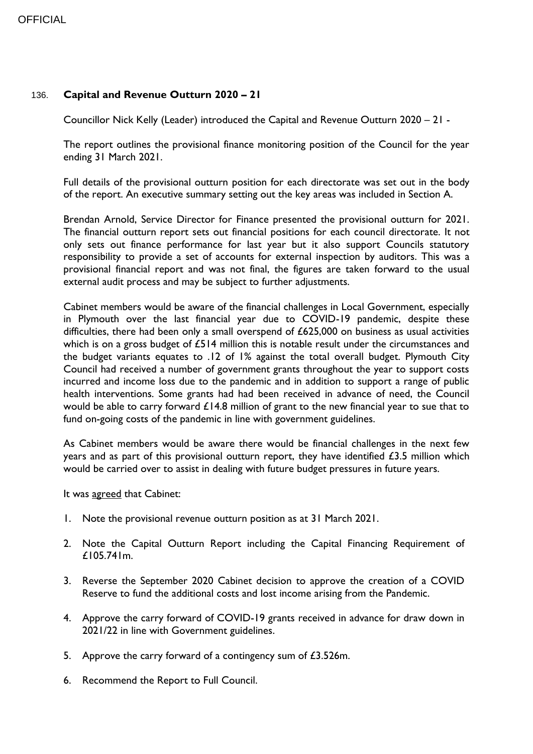OFFICIAL

## 136. Capital and Revenue Outturn 2020 – 21

Councillor Nick Kelly (Leader) introduced the Capital and Revenue Outturn 2020 – 21 -

The report outlines the provisional finance monitoring position of the Council for the year ending 31 March 2021.

Full details of the provisional outturn position for each directorate was set out in the body of the report. An executive summary setting out the key areas was included in Section A.

Brendan Arnold, Service Director for Finance presented the provisional outturn for 2021. The financial outturn report sets out financial positions for each council directorate. It not only sets out finance performance for last year but it also support Councils statutory responsibility to provide a set of accounts for external inspection by auditors. This was a provisional financial report and was not final, the figures are taken forward to the usual external audit process and may be subject to further adjustments.

Cabinet members would be aware of the financial challenges in Local Government, especially in Plymouth over the last financial year due to COVID-19 pandemic, despite these difficulties, there had been only a small overspend of £625,000 on business as usual activities which is on a gross budget of £514 million this is notable result under the circumstances and the budget variants equates to .12 of 1% against the total overall budget. Plymouth City Council had received a number of government grants throughout the year to support costs incurred and income loss due to the pandemic and in addition to support a range of public health interventions. Some grants had had been received in advance of need, the Council would be able to carry forward £14.8 million of grant to the new financial year to sue that to fund on-going costs of the pandemic in line with government guidelines.

As Cabinet members would be aware there would be financial challenges in the next few years and as part of this provisional outturn report, they have identified £3.5 million which would be carried over to assist in dealing with future budget pressures in future years.

It was agreed that Cabinet:

1. Note the provisional revenue outturn position as at 31 March 2021.
2. Note the Capital Outturn Report including the Capital Financing Requirement of £105.741m.
3. Reverse the September 2020 Cabinet decision to approve the creation of a COVID Reserve to fund the additional costs and lost income arising from the Pandemic.
4. Approve the carry forward of COVID-19 grants received in advance for draw down in 2021/22 in line with Government guidelines.
5. Approve the carry forward of a contingency sum of £3.526m.
6. Recommend the Report to Full Council.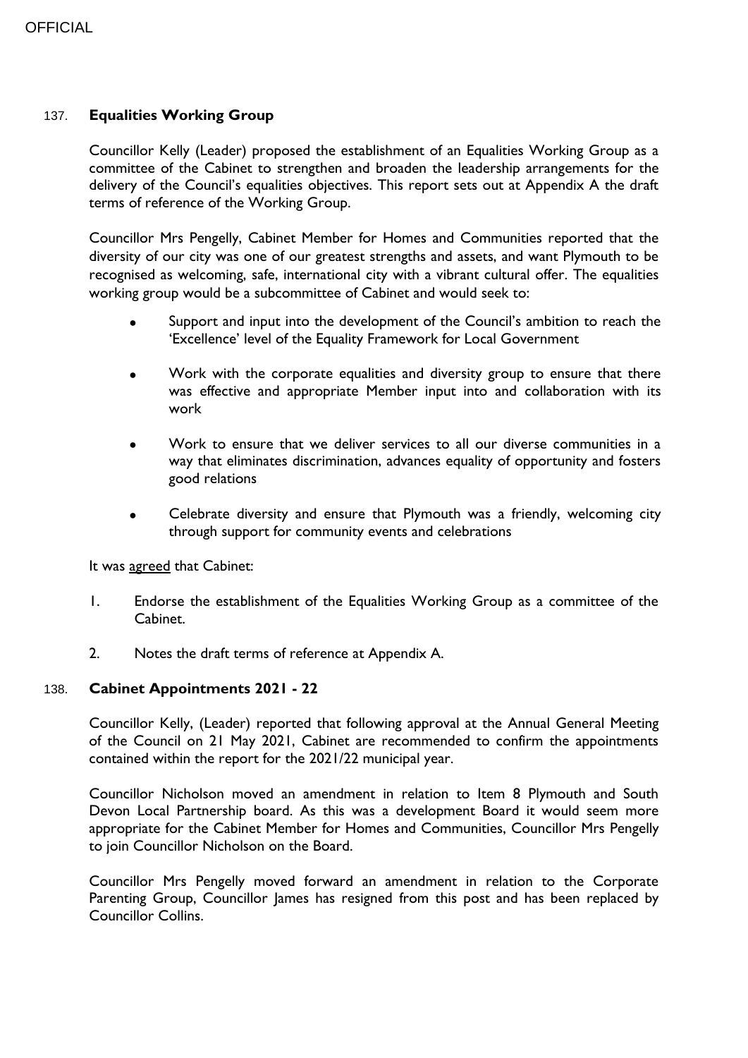### 137. **Equalities Working Group**

Councillor Kelly (Leader) proposed the establishment of an Equalities Working Group as a committee of the Cabinet to strengthen and broaden the leadership arrangements for the delivery of the Council's equalities objectives. This report sets out at Appendix A the draft terms of reference of the Working Group.

Councillor Mrs Pengelly, Cabinet Member for Homes and Communities reported that the diversity of our city was one of our greatest strengths and assets, and want Plymouth to be recognised as welcoming, safe, international city with a vibrant cultural offer. The equalities working group would be a subcommittee of Cabinet and would seek to:

- Support and input into the development of the Council's ambition to reach the 'Excellence' level of the Equality Framework for Local Government
- Work with the corporate equalities and diversity group to ensure that there was effective and appropriate Member input into and collaboration with its work
- Work to ensure that we deliver services to all our diverse communities in a way that eliminates discrimination, advances equality of opportunity and fosters good relations
- Celebrate diversity and ensure that Plymouth was a friendly, welcoming city through support for community events and celebrations

It was agreed that Cabinet:

1. Endorse the establishment of the Equalities Working Group as a committee of the Cabinet.
2. Notes the draft terms of reference at Appendix A.

### 138. **Cabinet Appointments 2021 - 22**

Councillor Kelly, (Leader) reported that following approval at the Annual General Meeting of the Council on 21 May 2021, Cabinet are recommended to confirm the appointments contained within the report for the 2021/22 municipal year.

Councillor Nicholson moved an amendment in relation to Item 8 Plymouth and South Devon Local Partnership board. As this was a development Board it would seem more appropriate for the Cabinet Member for Homes and Communities, Councillor Mrs Pengelly to join Councillor Nicholson on the Board.

Councillor Mrs Pengelly moved forward an amendment in relation to the Corporate Parenting Group, Councillor James has resigned from this post and has been replaced by Councillor Collins.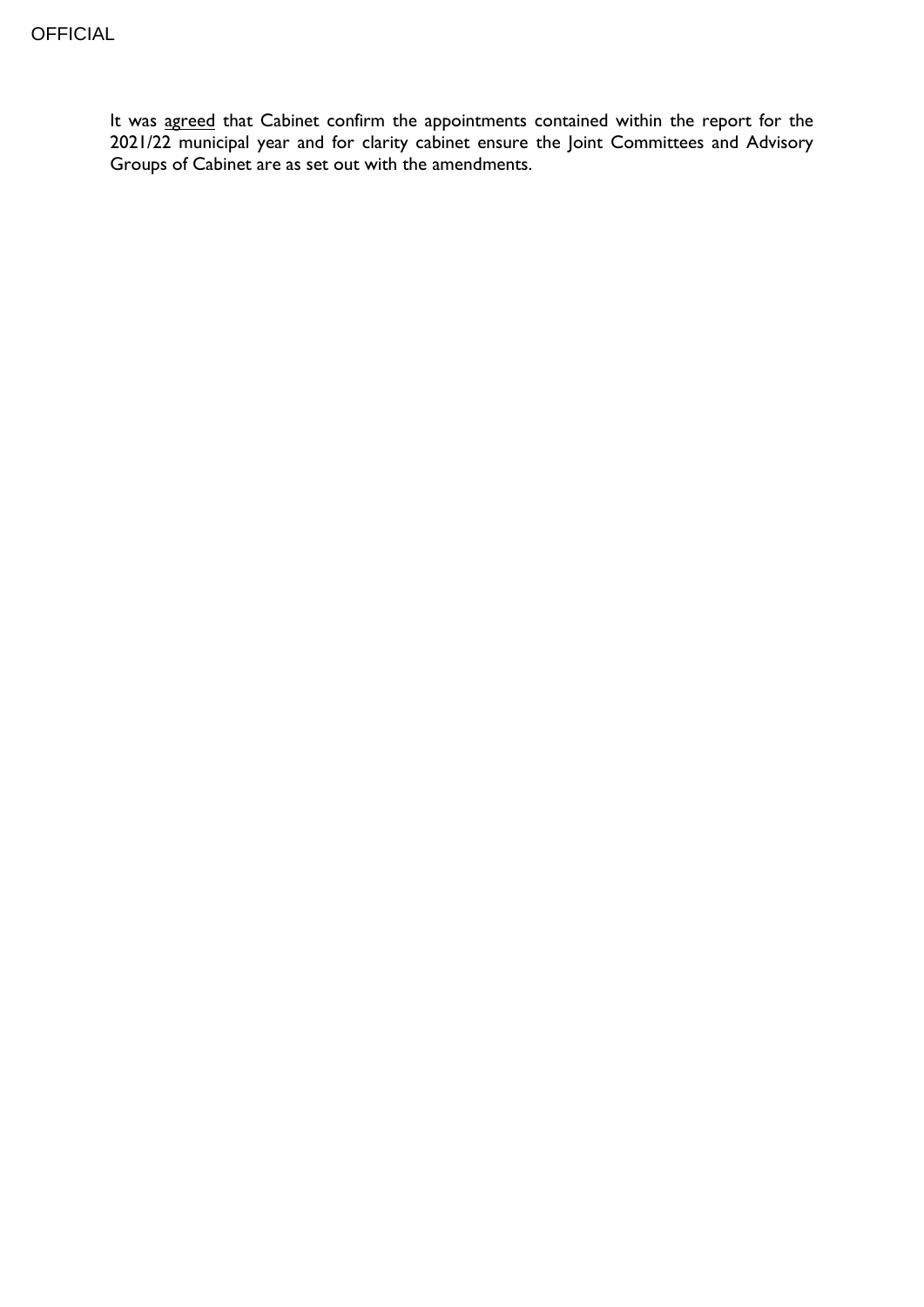It was agreed that Cabinet confirm the appointments contained within the report for the 2021/22 municipal year and for clarity cabinet ensure the Joint Committees and Advisory Groups of Cabinet are as set out with the amendments.